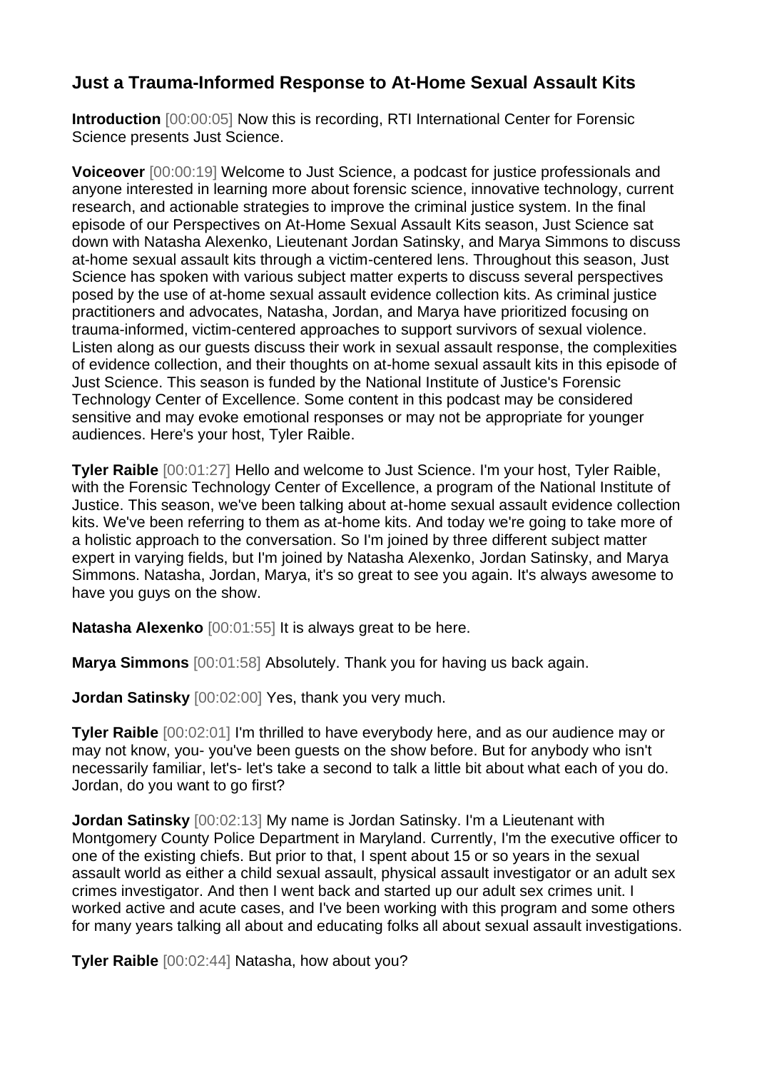## Just a Trauma-Informed Response to At-Home Sexual Assault Kits

**Introduction** [00:00:05] Now this is recording, RTI International Center for Forensic Science presents Just Science.

**Voiceover** [00:00:19] Welcome to Just Science, a podcast for justice professionals and anyone interested in learning more about forensic science, innovative technology, current research, and actionable strategies to improve the criminal justice system. In the final episode of our Perspectives on At-Home Sexual Assault Kits season, Just Science sat down with Natasha Alexenko, Lieutenant Jordan Satinsky, and Marya Simmons to discuss at-home sexual assault kits through a victim-centered lens. Throughout this season, Just Science has spoken with various subject matter experts to discuss several perspectives posed by the use of at-home sexual assault evidence collection kits. As criminal justice practitioners and advocates, Natasha, Jordan, and Marya have prioritized focusing on trauma-informed, victim-centered approaches to support survivors of sexual violence. Listen along as our guests discuss their work in sexual assault response, the complexities of evidence collection, and their thoughts on at-home sexual assault kits in this episode of Just Science. This season is funded by the National Institute of Justice's Forensic Technology Center of Excellence. Some content in this podcast may be considered sensitive and may evoke emotional responses or may not be appropriate for younger audiences. Here's your host, Tyler Raible.

**Tyler Raible** [00:01:27] Hello and welcome to Just Science. I'm your host, Tyler Raible, with the Forensic Technology Center of Excellence, a program of the National Institute of Justice. This season, we've been talking about at-home sexual assault evidence collection kits. We've been referring to them as at-home kits. And today we're going to take more of a holistic approach to the conversation. So I'm joined by three different subject matter expert in varying fields, but I'm joined by Natasha Alexenko, Jordan Satinsky, and Marya Simmons. Natasha, Jordan, Marya, it's so great to see you again. It's always awesome to have you guys on the show.

**Natasha Alexenko** [00:01:55] It is always great to be here.

**Marya Simmons** [00:01:58] Absolutely. Thank you for having us back again.

**Jordan Satinsky** [00:02:00] Yes, thank you very much.

**Tyler Raible** [00:02:01] I'm thrilled to have everybody here, and as our audience may or may not know, you- you've been guests on the show before. But for anybody who isn't necessarily familiar, let's- let's take a second to talk a little bit about what each of you do. Jordan, do you want to go first?

**Jordan Satinsky** [00:02:13] My name is Jordan Satinsky. I'm a Lieutenant with Montgomery County Police Department in Maryland. Currently, I'm the executive officer to one of the existing chiefs. But prior to that, I spent about 15 or so years in the sexual assault world as either a child sexual assault, physical assault investigator or an adult sex crimes investigator. And then I went back and started up our adult sex crimes unit. I worked active and acute cases, and I've been working with this program and some others for many years talking all about and educating folks all about sexual assault investigations.

**Tyler Raible** [00:02:44] Natasha, how about you?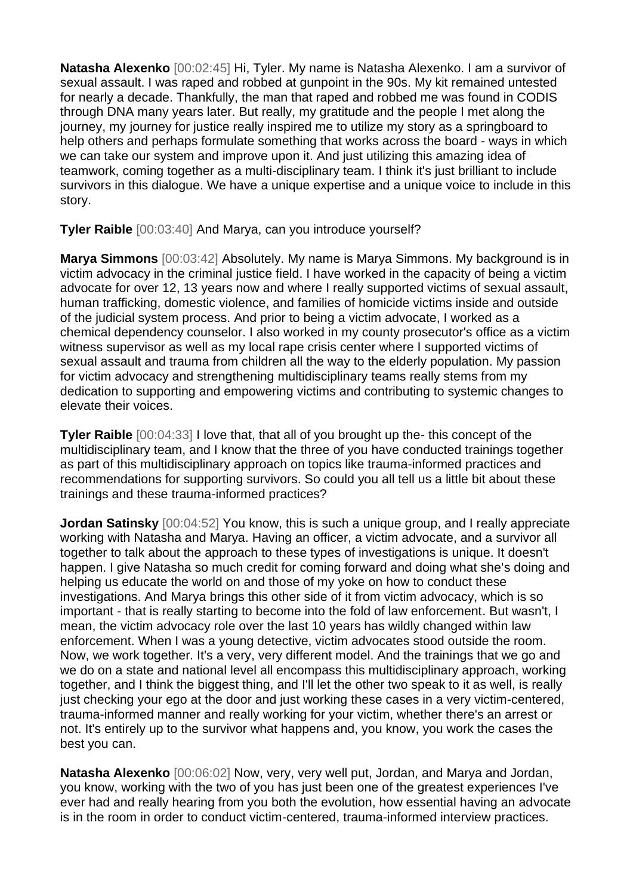**Natasha Alexenko** [00:02:45] Hi, Tyler. My name is Natasha Alexenko. I am a survivor of sexual assault. I was raped and robbed at gunpoint in the 90s. My kit remained untested for nearly a decade. Thankfully, the man that raped and robbed me was found in CODIS through DNA many years later. But really, my gratitude and the people I met along the journey, my journey for justice really inspired me to utilize my story as a springboard to help others and perhaps formulate something that works across the board - ways in which we can take our system and improve upon it. And just utilizing this amazing idea of teamwork, coming together as a multi-disciplinary team. I think it's just brilliant to include survivors in this dialogue. We have a unique expertise and a unique voice to include in this story.

**Tyler Raible** [00:03:40] And Marya, can you introduce yourself?

**Marya Simmons** [00:03:42] Absolutely. My name is Marya Simmons. My background is in victim advocacy in the criminal justice field. I have worked in the capacity of being a victim advocate for over 12, 13 years now and where I really supported victims of sexual assault, human trafficking, domestic violence, and families of homicide victims inside and outside of the judicial system process. And prior to being a victim advocate, I worked as a chemical dependency counselor. I also worked in my county prosecutor's office as a victim witness supervisor as well as my local rape crisis center where I supported victims of sexual assault and trauma from children all the way to the elderly population. My passion for victim advocacy and strengthening multidisciplinary teams really stems from my dedication to supporting and empowering victims and contributing to systemic changes to elevate their voices.

**Tyler Raible** [00:04:33] I love that, that all of you brought up the- this concept of the multidisciplinary team, and I know that the three of you have conducted trainings together as part of this multidisciplinary approach on topics like trauma-informed practices and recommendations for supporting survivors. So could you all tell us a little bit about these trainings and these trauma-informed practices?

**Jordan Satinsky** [00:04:52] You know, this is such a unique group, and I really appreciate working with Natasha and Marya. Having an officer, a victim advocate, and a survivor all together to talk about the approach to these types of investigations is unique. It doesn't happen. I give Natasha so much credit for coming forward and doing what she's doing and helping us educate the world on and those of my yoke on how to conduct these investigations. And Marya brings this other side of it from victim advocacy, which is so important - that is really starting to become into the fold of law enforcement. But wasn't, I mean, the victim advocacy role over the last 10 years has wildly changed within law enforcement. When I was a young detective, victim advocates stood outside the room. Now, we work together. It's a very, very different model. And the trainings that we go and we do on a state and national level all encompass this multidisciplinary approach, working together, and I think the biggest thing, and I'll let the other two speak to it as well, is really just checking your ego at the door and just working these cases in a very victim-centered, trauma-informed manner and really working for your victim, whether there's an arrest or not. It's entirely up to the survivor what happens and, you know, you work the cases the best you can.

**Natasha Alexenko** [00:06:02] Now, very, very well put, Jordan, and Marya and Jordan, you know, working with the two of you has just been one of the greatest experiences I've ever had and really hearing from you both the evolution, how essential having an advocate is in the room in order to conduct victim-centered, trauma-informed interview practices.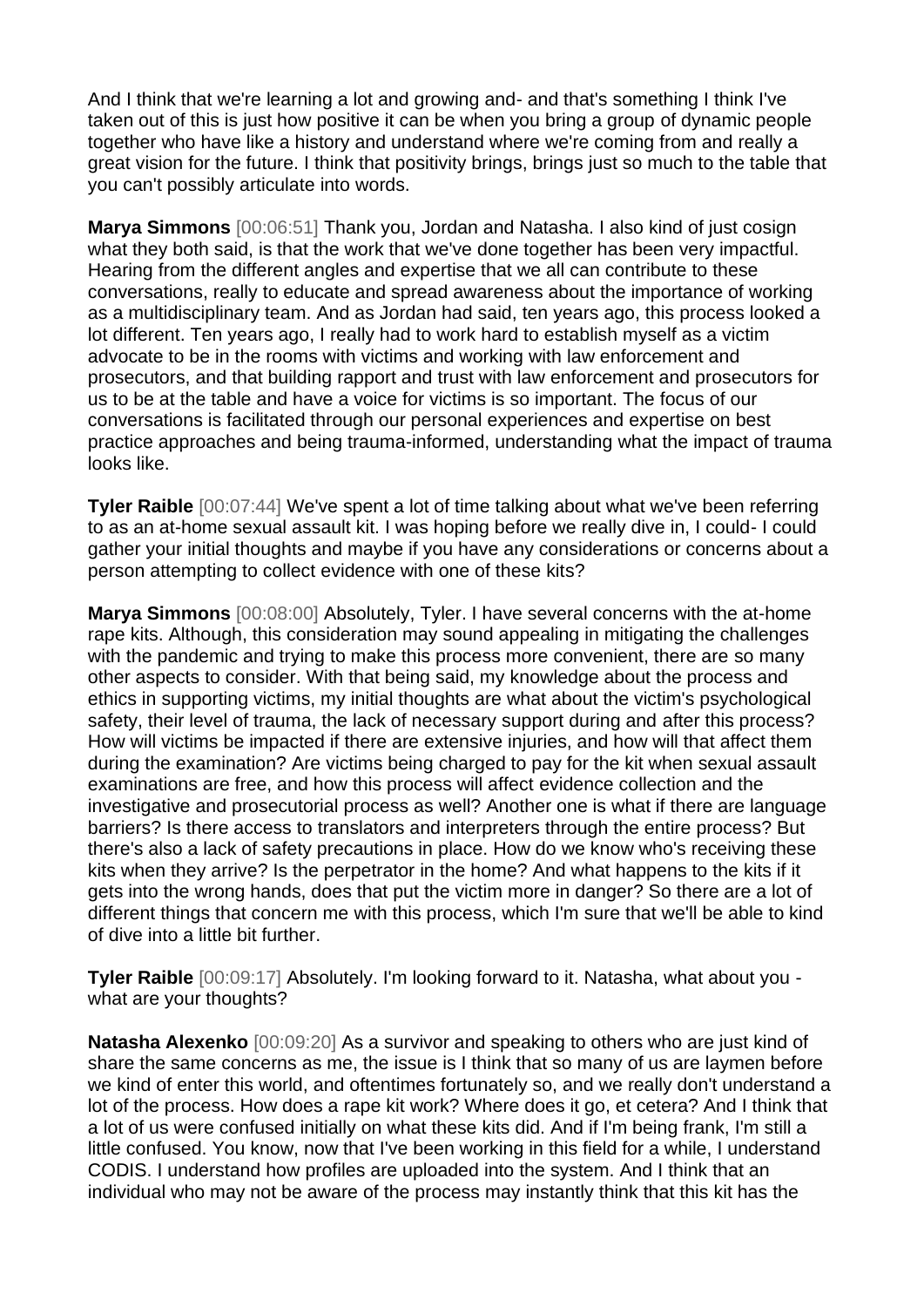And I think that we're learning a lot and growing and- and that's something I think I've taken out of this is just how positive it can be when you bring a group of dynamic people together who have like a history and understand where we're coming from and really a great vision for the future. I think that positivity brings, brings just so much to the table that you can't possibly articulate into words.

**Marya Simmons** [00:06:51] Thank you, Jordan and Natasha. I also kind of just cosign what they both said, is that the work that we've done together has been very impactful. Hearing from the different angles and expertise that we all can contribute to these conversations, really to educate and spread awareness about the importance of working as a multidisciplinary team. And as Jordan had said, ten years ago, this process looked a lot different. Ten years ago, I really had to work hard to establish myself as a victim advocate to be in the rooms with victims and working with law enforcement and prosecutors, and that building rapport and trust with law enforcement and prosecutors for us to be at the table and have a voice for victims is so important. The focus of our conversations is facilitated through our personal experiences and expertise on best practice approaches and being trauma-informed, understanding what the impact of trauma looks like.

**Tyler Raible** [00:07:44] We've spent a lot of time talking about what we've been referring to as an at-home sexual assault kit. I was hoping before we really dive in, I could- I could gather your initial thoughts and maybe if you have any considerations or concerns about a person attempting to collect evidence with one of these kits?

**Marya Simmons** [00:08:00] Absolutely, Tyler. I have several concerns with the at-home rape kits. Although, this consideration may sound appealing in mitigating the challenges with the pandemic and trying to make this process more convenient, there are so many other aspects to consider. With that being said, my knowledge about the process and ethics in supporting victims, my initial thoughts are what about the victim's psychological safety, their level of trauma, the lack of necessary support during and after this process? How will victims be impacted if there are extensive injuries, and how will that affect them during the examination? Are victims being charged to pay for the kit when sexual assault examinations are free, and how this process will affect evidence collection and the investigative and prosecutorial process as well? Another one is what if there are language barriers? Is there access to translators and interpreters through the entire process? But there's also a lack of safety precautions in place. How do we know who's receiving these kits when they arrive? Is the perpetrator in the home? And what happens to the kits if it gets into the wrong hands, does that put the victim more in danger? So there are a lot of different things that concern me with this process, which I'm sure that we'll be able to kind of dive into a little bit further.

**Tyler Raible** [00:09:17] Absolutely. I'm looking forward to it. Natasha, what about you - what are your thoughts?

**Natasha Alexenko** [00:09:20] As a survivor and speaking to others who are just kind of share the same concerns as me, the issue is I think that so many of us are laymen before we kind of enter this world, and oftentimes fortunately so, and we really don't understand a lot of the process. How does a rape kit work? Where does it go, et cetera? And I think that a lot of us were confused initially on what these kits did. And if I'm being frank, I'm still a little confused. You know, now that I've been working in this field for a while, I understand CODIS. I understand how profiles are uploaded into the system. And I think that an individual who may not be aware of the process may instantly think that this kit has the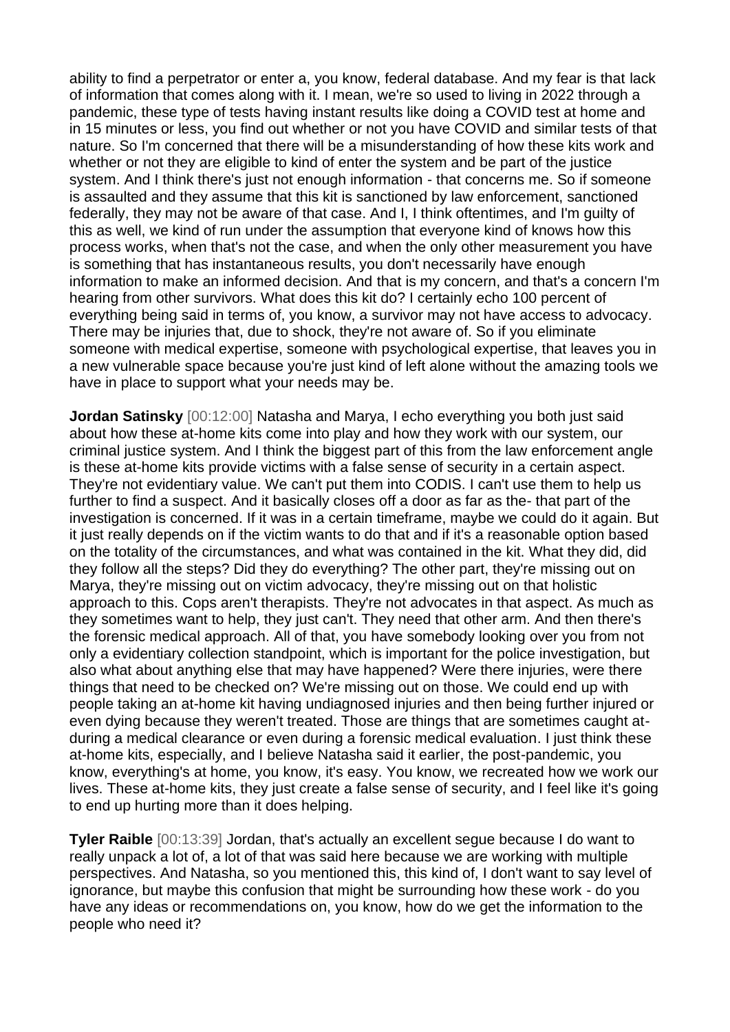ability to find a perpetrator or enter a, you know, federal database. And my fear is that lack of information that comes along with it. I mean, we're so used to living in 2022 through a pandemic, these type of tests having instant results like doing a COVID test at home and in 15 minutes or less, you find out whether or not you have COVID and similar tests of that nature. So I'm concerned that there will be a misunderstanding of how these kits work and whether or not they are eligible to kind of enter the system and be part of the justice system. And I think there's just not enough information - that concerns me. So if someone is assaulted and they assume that this kit is sanctioned by law enforcement, sanctioned federally, they may not be aware of that case. And I, I think oftentimes, and I'm guilty of this as well, we kind of run under the assumption that everyone kind of knows how this process works, when that's not the case, and when the only other measurement you have is something that has instantaneous results, you don't necessarily have enough information to make an informed decision. And that is my concern, and that's a concern I'm hearing from other survivors. What does this kit do? I certainly echo 100 percent of everything being said in terms of, you know, a survivor may not have access to advocacy. There may be injuries that, due to shock, they're not aware of. So if you eliminate someone with medical expertise, someone with psychological expertise, that leaves you in a new vulnerable space because you're just kind of left alone without the amazing tools we have in place to support what your needs may be.

**Jordan Satinsky** [00:12:00] Natasha and Marya, I echo everything you both just said about how these at-home kits come into play and how they work with our system, our criminal justice system. And I think the biggest part of this from the law enforcement angle is these at-home kits provide victims with a false sense of security in a certain aspect. They're not evidentiary value. We can't put them into CODIS. I can't use them to help us further to find a suspect. And it basically closes off a door as far as the- that part of the investigation is concerned. If it was in a certain timeframe, maybe we could do it again. But it just really depends on if the victim wants to do that and if it's a reasonable option based on the totality of the circumstances, and what was contained in the kit. What they did, did they follow all the steps? Did they do everything? The other part, they're missing out on Marya, they're missing out on victim advocacy, they're missing out on that holistic approach to this. Cops aren't therapists. They're not advocates in that aspect. As much as they sometimes want to help, they just can't. They need that other arm. And then there's the forensic medical approach. All of that, you have somebody looking over you from not only a evidentiary collection standpoint, which is important for the police investigation, but also what about anything else that may have happened? Were there injuries, were there things that need to be checked on? We're missing out on those. We could end up with people taking an at-home kit having undiagnosed injuries and then being further injured or even dying because they weren't treated. Those are things that are sometimes caught at- during a medical clearance or even during a forensic medical evaluation. I just think these at-home kits, especially, and I believe Natasha said it earlier, the post-pandemic, you know, everything's at home, you know, it's easy. You know, we recreated how we work our lives. These at-home kits, they just create a false sense of security, and I feel like it's going to end up hurting more than it does helping.

**Tyler Raible** [00:13:39] Jordan, that's actually an excellent segue because I do want to really unpack a lot of, a lot of that was said here because we are working with multiple perspectives. And Natasha, so you mentioned this, this kind of, I don't want to say level of ignorance, but maybe this confusion that might be surrounding how these work - do you have any ideas or recommendations on, you know, how do we get the information to the people who need it?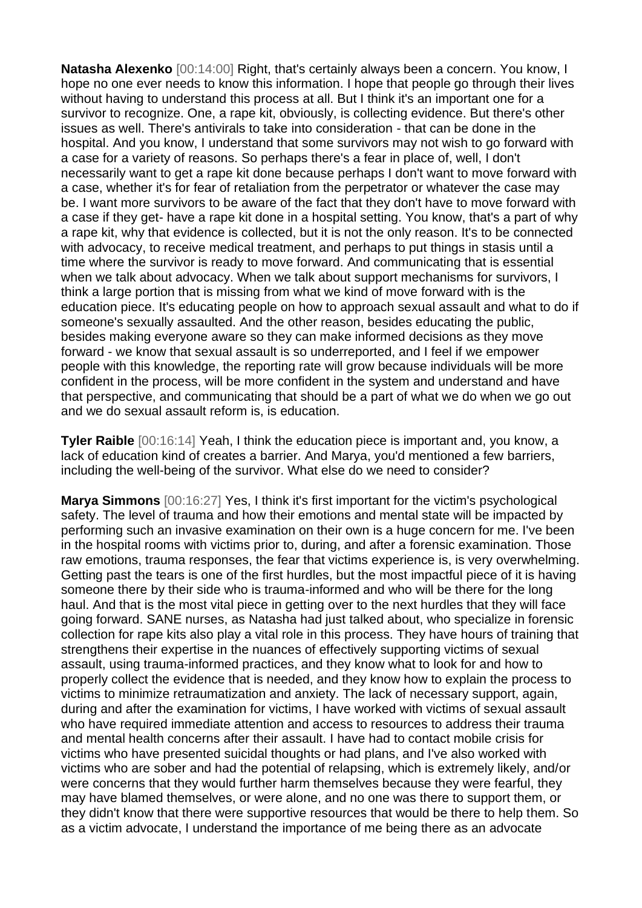**Natasha Alexenko** [00:14:00] Right, that's certainly always been a concern. You know, I hope no one ever needs to know this information. I hope that people go through their lives without having to understand this process at all. But I think it's an important one for a survivor to recognize. One, a rape kit, obviously, is collecting evidence. But there's other issues as well. There's antivirals to take into consideration - that can be done in the hospital. And you know, I understand that some survivors may not wish to go forward with a case for a variety of reasons. So perhaps there's a fear in place of, well, I don't necessarily want to get a rape kit done because perhaps I don't want to move forward with a case, whether it's for fear of retaliation from the perpetrator or whatever the case may be. I want more survivors to be aware of the fact that they don't have to move forward with a case if they get- have a rape kit done in a hospital setting. You know, that's a part of why a rape kit, why that evidence is collected, but it is not the only reason. It's to be connected with advocacy, to receive medical treatment, and perhaps to put things in stasis until a time where the survivor is ready to move forward. And communicating that is essential when we talk about advocacy. When we talk about support mechanisms for survivors, I think a large portion that is missing from what we kind of move forward with is the education piece. It's educating people on how to approach sexual assault and what to do if someone's sexually assaulted. And the other reason, besides educating the public, besides making everyone aware so they can make informed decisions as they move forward - we know that sexual assault is so underreported, and I feel if we empower people with this knowledge, the reporting rate will grow because individuals will be more confident in the process, will be more confident in the system and understand and have that perspective, and communicating that should be a part of what we do when we go out and we do sexual assault reform is, is education.

**Tyler Raible** [00:16:14] Yeah, I think the education piece is important and, you know, a lack of education kind of creates a barrier. And Marya, you'd mentioned a few barriers, including the well-being of the survivor. What else do we need to consider?

**Marya Simmons** [00:16:27] Yes, I think it's first important for the victim's psychological safety. The level of trauma and how their emotions and mental state will be impacted by performing such an invasive examination on their own is a huge concern for me. I've been in the hospital rooms with victims prior to, during, and after a forensic examination. Those raw emotions, trauma responses, the fear that victims experience is, is very overwhelming. Getting past the tears is one of the first hurdles, but the most impactful piece of it is having someone there by their side who is trauma-informed and who will be there for the long haul. And that is the most vital piece in getting over to the next hurdles that they will face going forward. SANE nurses, as Natasha had just talked about, who specialize in forensic collection for rape kits also play a vital role in this process. They have hours of training that strengthens their expertise in the nuances of effectively supporting victims of sexual assault, using trauma-informed practices, and they know what to look for and how to properly collect the evidence that is needed, and they know how to explain the process to victims to minimize retraumatization and anxiety. The lack of necessary support, again, during and after the examination for victims, I have worked with victims of sexual assault who have required immediate attention and access to resources to address their trauma and mental health concerns after their assault. I have had to contact mobile crisis for victims who have presented suicidal thoughts or had plans, and I've also worked with victims who are sober and had the potential of relapsing, which is extremely likely, and/or were concerns that they would further harm themselves because they were fearful, they may have blamed themselves, or were alone, and no one was there to support them, or they didn't know that there were supportive resources that would be there to help them. So as a victim advocate, I understand the importance of me being there as an advocate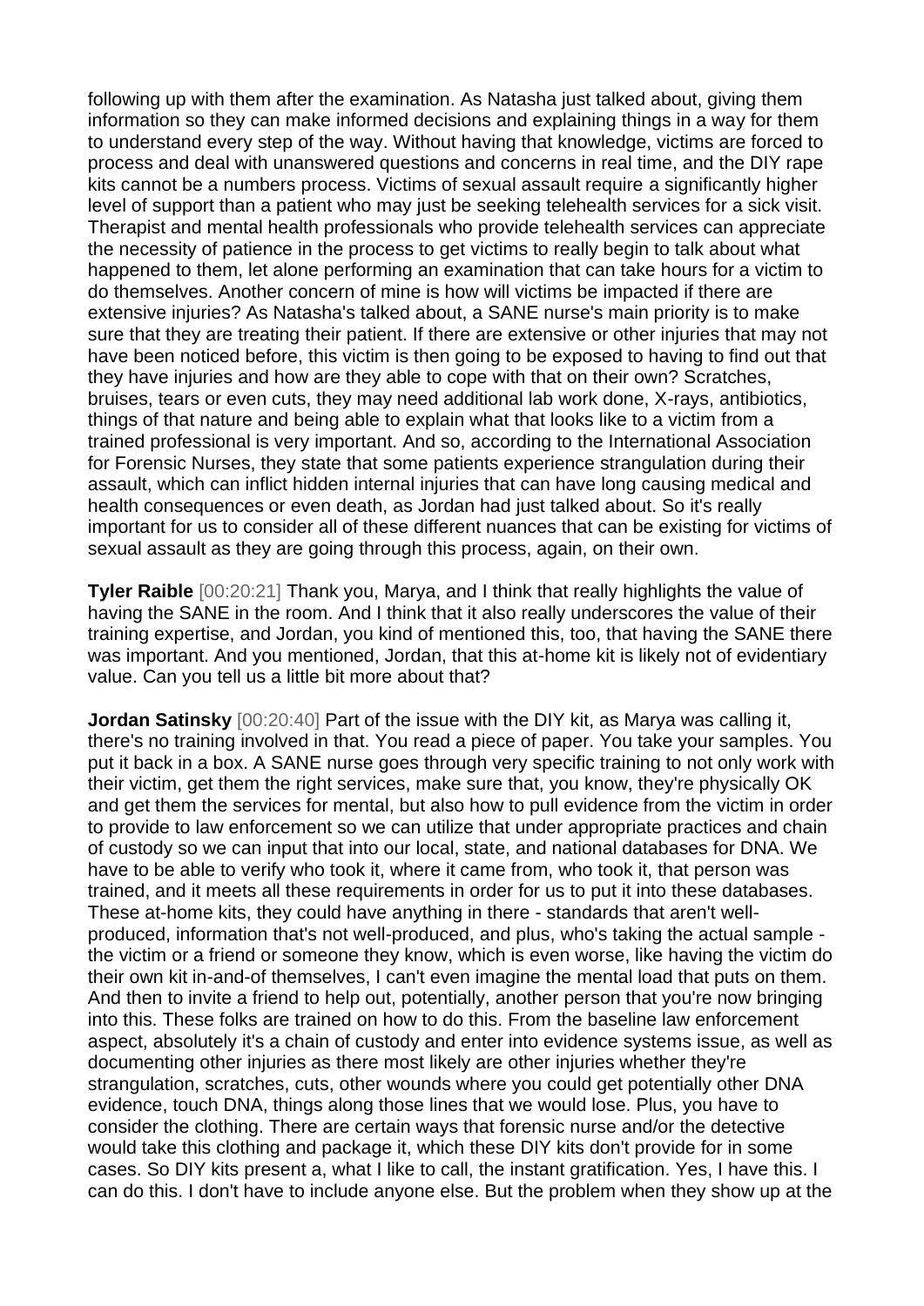following up with them after the examination. As Natasha just talked about, giving them information so they can make informed decisions and explaining things in a way for them to understand every step of the way. Without having that knowledge, victims are forced to process and deal with unanswered questions and concerns in real time, and the DIY rape kits cannot be a numbers process. Victims of sexual assault require a significantly higher level of support than a patient who may just be seeking telehealth services for a sick visit. Therapist and mental health professionals who provide telehealth services can appreciate the necessity of patience in the process to get victims to really begin to talk about what happened to them, let alone performing an examination that can take hours for a victim to do themselves. Another concern of mine is how will victims be impacted if there are extensive injuries? As Natasha's talked about, a SANE nurse's main priority is to make sure that they are treating their patient. If there are extensive or other injuries that may not have been noticed before, this victim is then going to be exposed to having to find out that they have injuries and how are they able to cope with that on their own? Scratches, bruises, tears or even cuts, they may need additional lab work done, X-rays, antibiotics, things of that nature and being able to explain what that looks like to a victim from a trained professional is very important. And so, according to the International Association for Forensic Nurses, they state that some patients experience strangulation during their assault, which can inflict hidden internal injuries that can have long causing medical and health consequences or even death, as Jordan had just talked about. So it's really important for us to consider all of these different nuances that can be existing for victims of sexual assault as they are going through this process, again, on their own.

**Tyler Raible** [00:20:21] Thank you, Marya, and I think that really highlights the value of having the SANE in the room. And I think that it also really underscores the value of their training expertise, and Jordan, you kind of mentioned this, too, that having the SANE there was important. And you mentioned, Jordan, that this at-home kit is likely not of evidentiary value. Can you tell us a little bit more about that?

**Jordan Satinsky** [00:20:40] Part of the issue with the DIY kit, as Marya was calling it, there's no training involved in that. You read a piece of paper. You take your samples. You put it back in a box. A SANE nurse goes through very specific training to not only work with their victim, get them the right services, make sure that, you know, they're physically OK and get them the services for mental, but also how to pull evidence from the victim in order to provide to law enforcement so we can utilize that under appropriate practices and chain of custody so we can input that into our local, state, and national databases for DNA. We have to be able to verify who took it, where it came from, who took it, that person was trained, and it meets all these requirements in order for us to put it into these databases. These at-home kits, they could have anything in there - standards that aren't well-produced, information that's not well-produced, and plus, who's taking the actual sample - the victim or a friend or someone they know, which is even worse, like having the victim do their own kit in-and-of themselves, I can't even imagine the mental load that puts on them. And then to invite a friend to help out, potentially, another person that you're now bringing into this. These folks are trained on how to do this. From the baseline law enforcement aspect, absolutely it's a chain of custody and enter into evidence systems issue, as well as documenting other injuries as there most likely are other injuries whether they're strangulation, scratches, cuts, other wounds where you could get potentially other DNA evidence, touch DNA, things along those lines that we would lose. Plus, you have to consider the clothing. There are certain ways that forensic nurse and/or the detective would take this clothing and package it, which these DIY kits don't provide for in some cases. So DIY kits present a, what I like to call, the instant gratification. Yes, I have this. I can do this. I don't have to include anyone else. But the problem when they show up at the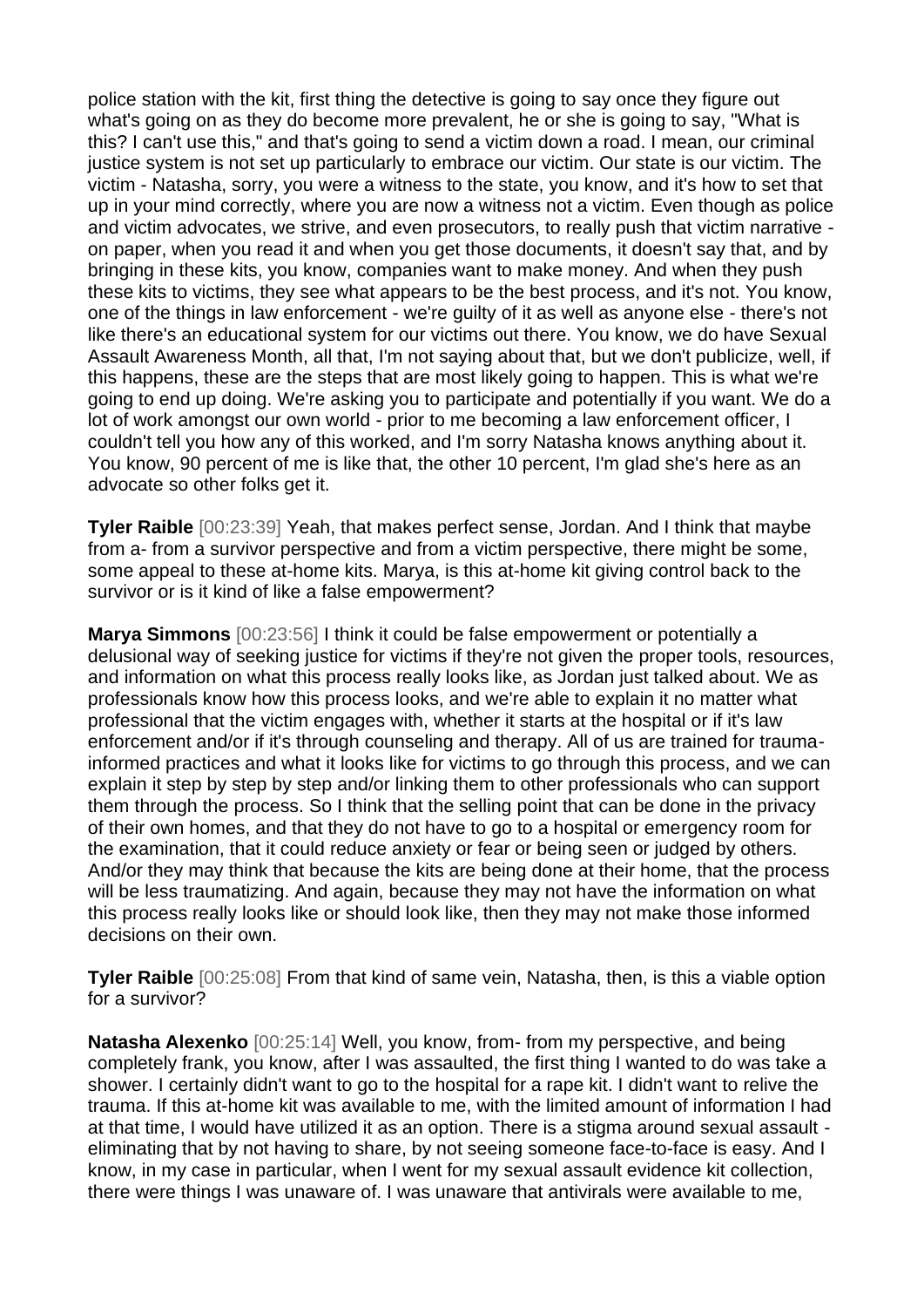police station with the kit, first thing the detective is going to say once they figure out what's going on as they do become more prevalent, he or she is going to say, "What is this? I can't use this," and that's going to send a victim down a road. I mean, our criminal justice system is not set up particularly to embrace our victim. Our state is our victim. The victim - Natasha, sorry, you were a witness to the state, you know, and it's how to set that up in your mind correctly, where you are now a witness not a victim. Even though as police and victim advocates, we strive, and even prosecutors, to really push that victim narrative - on paper, when you read it and when you get those documents, it doesn't say that, and by bringing in these kits, you know, companies want to make money. And when they push these kits to victims, they see what appears to be the best process, and it's not. You know, one of the things in law enforcement - we're guilty of it as well as anyone else - there's not like there's an educational system for our victims out there. You know, we do have Sexual Assault Awareness Month, all that, I'm not saying about that, but we don't publicize, well, if this happens, these are the steps that are most likely going to happen. This is what we're going to end up doing. We're asking you to participate and potentially if you want. We do a lot of work amongst our own world - prior to me becoming a law enforcement officer, I couldn't tell you how any of this worked, and I'm sorry Natasha knows anything about it. You know, 90 percent of me is like that, the other 10 percent, I'm glad she's here as an advocate so other folks get it.

**Tyler Raible** [00:23:39] Yeah, that makes perfect sense, Jordan. And I think that maybe from a- from a survivor perspective and from a victim perspective, there might be some, some appeal to these at-home kits. Marya, is this at-home kit giving control back to the survivor or is it kind of like a false empowerment?

**Marya Simmons** [00:23:56] I think it could be false empowerment or potentially a delusional way of seeking justice for victims if they're not given the proper tools, resources, and information on what this process really looks like, as Jordan just talked about. We as professionals know how this process looks, and we're able to explain it no matter what professional that the victim engages with, whether it starts at the hospital or if it's law enforcement and/or if it's through counseling and therapy. All of us are trained for trauma-informed practices and what it looks like for victims to go through this process, and we can explain it step by step by step and/or linking them to other professionals who can support them through the process. So I think that the selling point that can be done in the privacy of their own homes, and that they do not have to go to a hospital or emergency room for the examination, that it could reduce anxiety or fear or being seen or judged by others. And/or they may think that because the kits are being done at their home, that the process will be less traumatizing. And again, because they may not have the information on what this process really looks like or should look like, then they may not make those informed decisions on their own.

**Tyler Raible** [00:25:08] From that kind of same vein, Natasha, then, is this a viable option for a survivor?

**Natasha Alexenko** [00:25:14] Well, you know, from- from my perspective, and being completely frank, you know, after I was assaulted, the first thing I wanted to do was take a shower. I certainly didn't want to go to the hospital for a rape kit. I didn't want to relive the trauma. If this at-home kit was available to me, with the limited amount of information I had at that time, I would have utilized it as an option. There is a stigma around sexual assault - eliminating that by not having to share, by not seeing someone face-to-face is easy. And I know, in my case in particular, when I went for my sexual assault evidence kit collection, there were things I was unaware of. I was unaware that antivirals were available to me,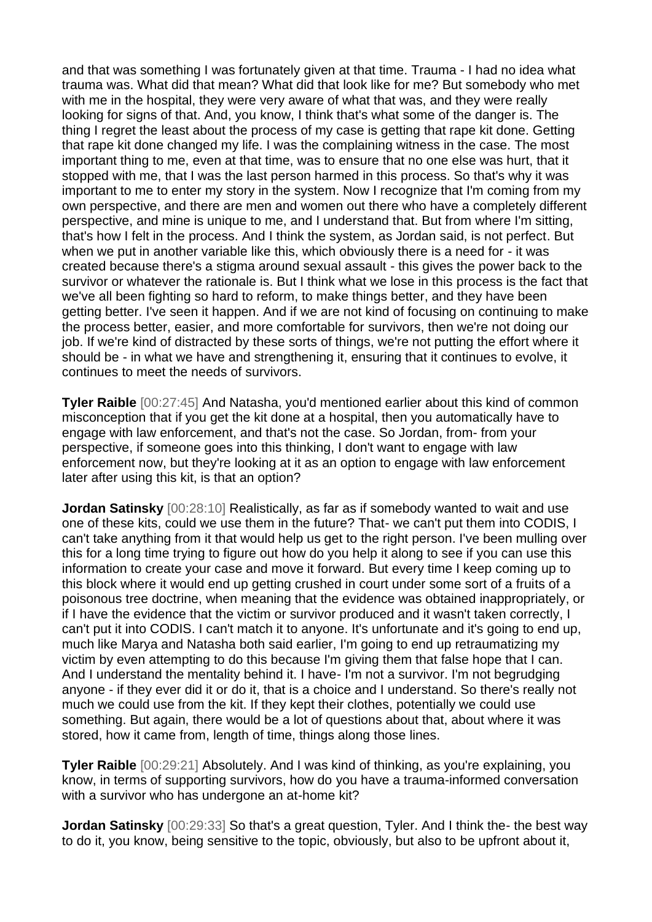and that was something I was fortunately given at that time. Trauma - I had no idea what trauma was. What did that mean? What did that look like for me? But somebody who met with me in the hospital, they were very aware of what that was, and they were really looking for signs of that. And, you know, I think that's what some of the danger is. The thing I regret the least about the process of my case is getting that rape kit done. Getting that rape kit done changed my life. I was the complaining witness in the case. The most important thing to me, even at that time, was to ensure that no one else was hurt, that it stopped with me, that I was the last person harmed in this process. So that's why it was important to me to enter my story in the system. Now I recognize that I'm coming from my own perspective, and there are men and women out there who have a completely different perspective, and mine is unique to me, and I understand that. But from where I'm sitting, that's how I felt in the process. And I think the system, as Jordan said, is not perfect. But when we put in another variable like this, which obviously there is a need for - it was created because there's a stigma around sexual assault - this gives the power back to the survivor or whatever the rationale is. But I think what we lose in this process is the fact that we've all been fighting so hard to reform, to make things better, and they have been getting better. I've seen it happen. And if we are not kind of focusing on continuing to make the process better, easier, and more comfortable for survivors, then we're not doing our job. If we're kind of distracted by these sorts of things, we're not putting the effort where it should be - in what we have and strengthening it, ensuring that it continues to evolve, it continues to meet the needs of survivors.

**Tyler Raible** [00:27:45] And Natasha, you'd mentioned earlier about this kind of common misconception that if you get the kit done at a hospital, then you automatically have to engage with law enforcement, and that's not the case. So Jordan, from- from your perspective, if someone goes into this thinking, I don't want to engage with law enforcement now, but they're looking at it as an option to engage with law enforcement later after using this kit, is that an option?

**Jordan Satinsky** [00:28:10] Realistically, as far as if somebody wanted to wait and use one of these kits, could we use them in the future? That- we can't put them into CODIS, I can't take anything from it that would help us get to the right person. I've been mulling over this for a long time trying to figure out how do you help it along to see if you can use this information to create your case and move it forward. But every time I keep coming up to this block where it would end up getting crushed in court under some sort of a fruits of a poisonous tree doctrine, when meaning that the evidence was obtained inappropriately, or if I have the evidence that the victim or survivor produced and it wasn't taken correctly, I can't put it into CODIS. I can't match it to anyone. It's unfortunate and it's going to end up, much like Marya and Natasha both said earlier, I'm going to end up retraumatizing my victim by even attempting to do this because I'm giving them that false hope that I can. And I understand the mentality behind it. I have- I'm not a survivor. I'm not begrudging anyone - if they ever did it or do it, that is a choice and I understand. So there's really not much we could use from the kit. If they kept their clothes, potentially we could use something. But again, there would be a lot of questions about that, about where it was stored, how it came from, length of time, things along those lines.

**Tyler Raible** [00:29:21] Absolutely. And I was kind of thinking, as you're explaining, you know, in terms of supporting survivors, how do you have a trauma-informed conversation with a survivor who has undergone an at-home kit?

**Jordan Satinsky** [00:29:33] So that's a great question, Tyler. And I think the- the best way to do it, you know, being sensitive to the topic, obviously, but also to be upfront about it,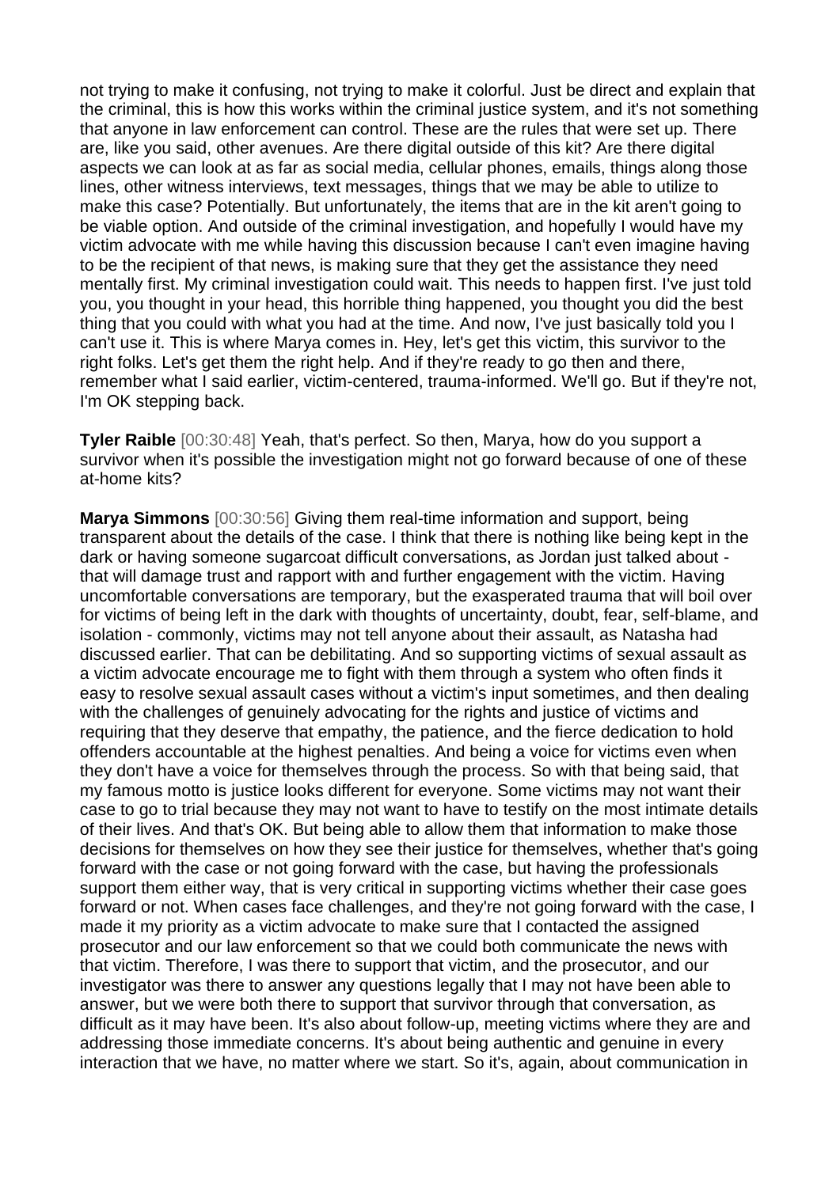not trying to make it confusing, not trying to make it colorful. Just be direct and explain that the criminal, this is how this works within the criminal justice system, and it's not something that anyone in law enforcement can control. These are the rules that were set up. There are, like you said, other avenues. Are there digital outside of this kit? Are there digital aspects we can look at as far as social media, cellular phones, emails, things along those lines, other witness interviews, text messages, things that we may be able to utilize to make this case? Potentially. But unfortunately, the items that are in the kit aren't going to be viable option. And outside of the criminal investigation, and hopefully I would have my victim advocate with me while having this discussion because I can't even imagine having to be the recipient of that news, is making sure that they get the assistance they need mentally first. My criminal investigation could wait. This needs to happen first. I've just told you, you thought in your head, this horrible thing happened, you thought you did the best thing that you could with what you had at the time. And now, I've just basically told you I can't use it. This is where Marya comes in. Hey, let's get this victim, this survivor to the right folks. Let's get them the right help. And if they're ready to go then and there, remember what I said earlier, victim-centered, trauma-informed. We'll go. But if they're not, I'm OK stepping back.

**Tyler Raible** [00:30:48] Yeah, that's perfect. So then, Marya, how do you support a survivor when it's possible the investigation might not go forward because of one of these at-home kits?

**Marya Simmons** [00:30:56] Giving them real-time information and support, being transparent about the details of the case. I think that there is nothing like being kept in the dark or having someone sugarcoat difficult conversations, as Jordan just talked about - that will damage trust and rapport with and further engagement with the victim. Having uncomfortable conversations are temporary, but the exasperated trauma that will boil over for victims of being left in the dark with thoughts of uncertainty, doubt, fear, self-blame, and isolation - commonly, victims may not tell anyone about their assault, as Natasha had discussed earlier. That can be debilitating. And so supporting victims of sexual assault as a victim advocate encourage me to fight with them through a system who often finds it easy to resolve sexual assault cases without a victim's input sometimes, and then dealing with the challenges of genuinely advocating for the rights and justice of victims and requiring that they deserve that empathy, the patience, and the fierce dedication to hold offenders accountable at the highest penalties. And being a voice for victims even when they don't have a voice for themselves through the process. So with that being said, that my famous motto is justice looks different for everyone. Some victims may not want their case to go to trial because they may not want to have to testify on the most intimate details of their lives. And that's OK. But being able to allow them that information to make those decisions for themselves on how they see their justice for themselves, whether that's going forward with the case or not going forward with the case, but having the professionals support them either way, that is very critical in supporting victims whether their case goes forward or not. When cases face challenges, and they're not going forward with the case, I made it my priority as a victim advocate to make sure that I contacted the assigned prosecutor and our law enforcement so that we could both communicate the news with that victim. Therefore, I was there to support that victim, and the prosecutor, and our investigator was there to answer any questions legally that I may not have been able to answer, but we were both there to support that survivor through that conversation, as difficult as it may have been. It's also about follow-up, meeting victims where they are and addressing those immediate concerns. It's about being authentic and genuine in every interaction that we have, no matter where we start. So it's, again, about communication in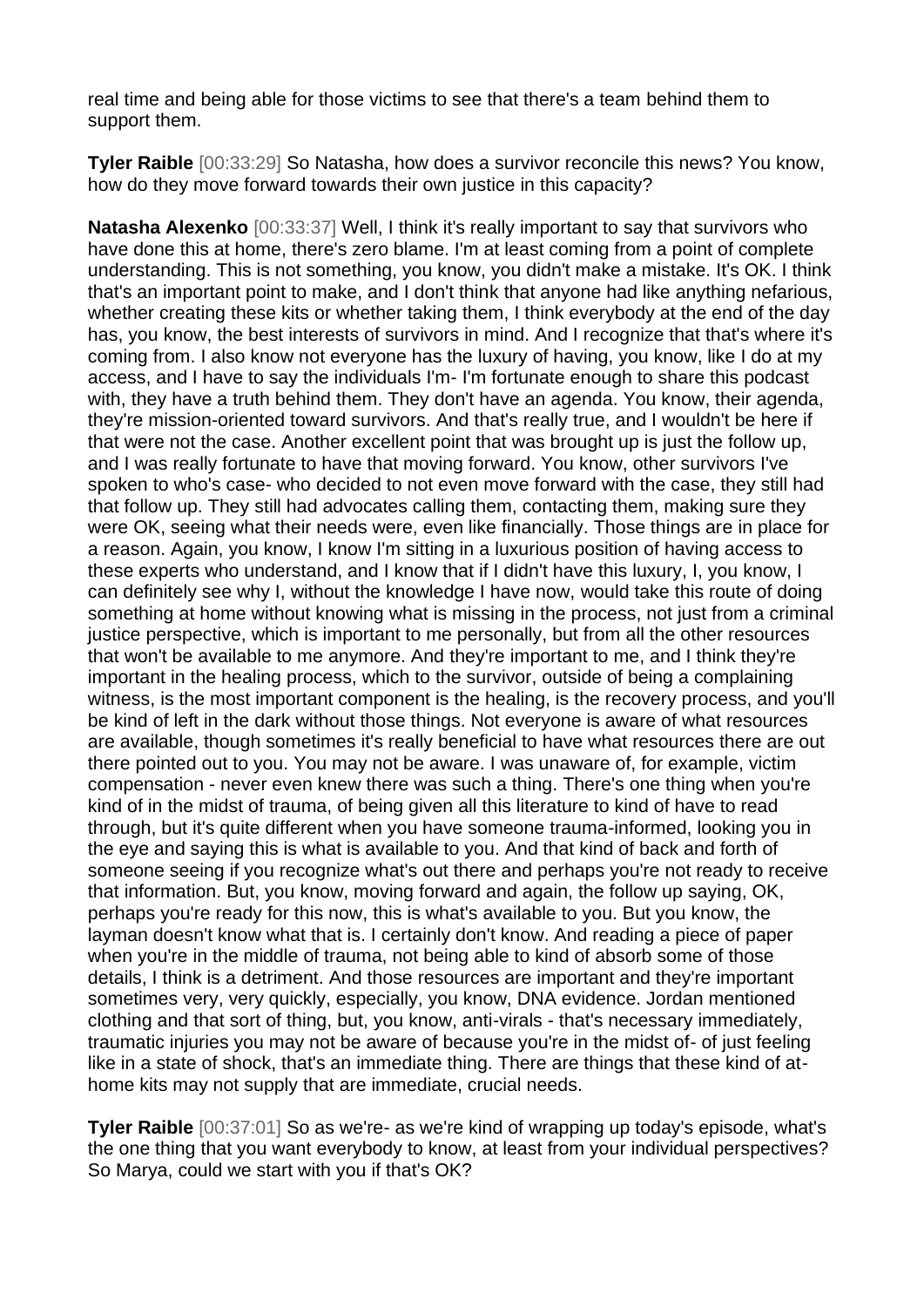real time and being able for those victims to see that there's a team behind them to support them.

**Tyler Raible** [00:33:29] So Natasha, how does a survivor reconcile this news? You know, how do they move forward towards their own justice in this capacity?

**Natasha Alexenko** [00:33:37] Well, I think it's really important to say that survivors who have done this at home, there's zero blame. I'm at least coming from a point of complete understanding. This is not something, you know, you didn't make a mistake. It's OK. I think that's an important point to make, and I don't think that anyone had like anything nefarious, whether creating these kits or whether taking them, I think everybody at the end of the day has, you know, the best interests of survivors in mind. And I recognize that that's where it's coming from. I also know not everyone has the luxury of having, you know, like I do at my access, and I have to say the individuals I'm- I'm fortunate enough to share this podcast with, they have a truth behind them. They don't have an agenda. You know, their agenda, they're mission-oriented toward survivors. And that's really true, and I wouldn't be here if that were not the case. Another excellent point that was brought up is just the follow up, and I was really fortunate to have that moving forward. You know, other survivors I've spoken to who's case- who decided to not even move forward with the case, they still had that follow up. They still had advocates calling them, contacting them, making sure they were OK, seeing what their needs were, even like financially. Those things are in place for a reason. Again, you know, I know I'm sitting in a luxurious position of having access to these experts who understand, and I know that if I didn't have this luxury, I, you know, I can definitely see why I, without the knowledge I have now, would take this route of doing something at home without knowing what is missing in the process, not just from a criminal justice perspective, which is important to me personally, but from all the other resources that won't be available to me anymore. And they're important to me, and I think they're important in the healing process, which to the survivor, outside of being a complaining witness, is the most important component is the healing, is the recovery process, and you'll be kind of left in the dark without those things. Not everyone is aware of what resources are available, though sometimes it's really beneficial to have what resources there are out there pointed out to you. You may not be aware. I was unaware of, for example, victim compensation - never even knew there was such a thing. There's one thing when you're kind of in the midst of trauma, of being given all this literature to kind of have to read through, but it's quite different when you have someone trauma-informed, looking you in the eye and saying this is what is available to you. And that kind of back and forth of someone seeing if you recognize what's out there and perhaps you're not ready to receive that information. But, you know, moving forward and again, the follow up saying, OK, perhaps you're ready for this now, this is what's available to you. But you know, the layman doesn't know what that is. I certainly don't know. And reading a piece of paper when you're in the middle of trauma, not being able to kind of absorb some of those details, I think is a detriment. And those resources are important and they're important sometimes very, very quickly, especially, you know, DNA evidence. Jordan mentioned clothing and that sort of thing, but, you know, anti-virals - that's necessary immediately, traumatic injuries you may not be aware of because you're in the midst of- of just feeling like in a state of shock, that's an immediate thing. There are things that these kind of at-home kits may not supply that are immediate, crucial needs.

**Tyler Raible** [00:37:01] So as we're- as we're kind of wrapping up today's episode, what's the one thing that you want everybody to know, at least from your individual perspectives? So Marya, could we start with you if that's OK?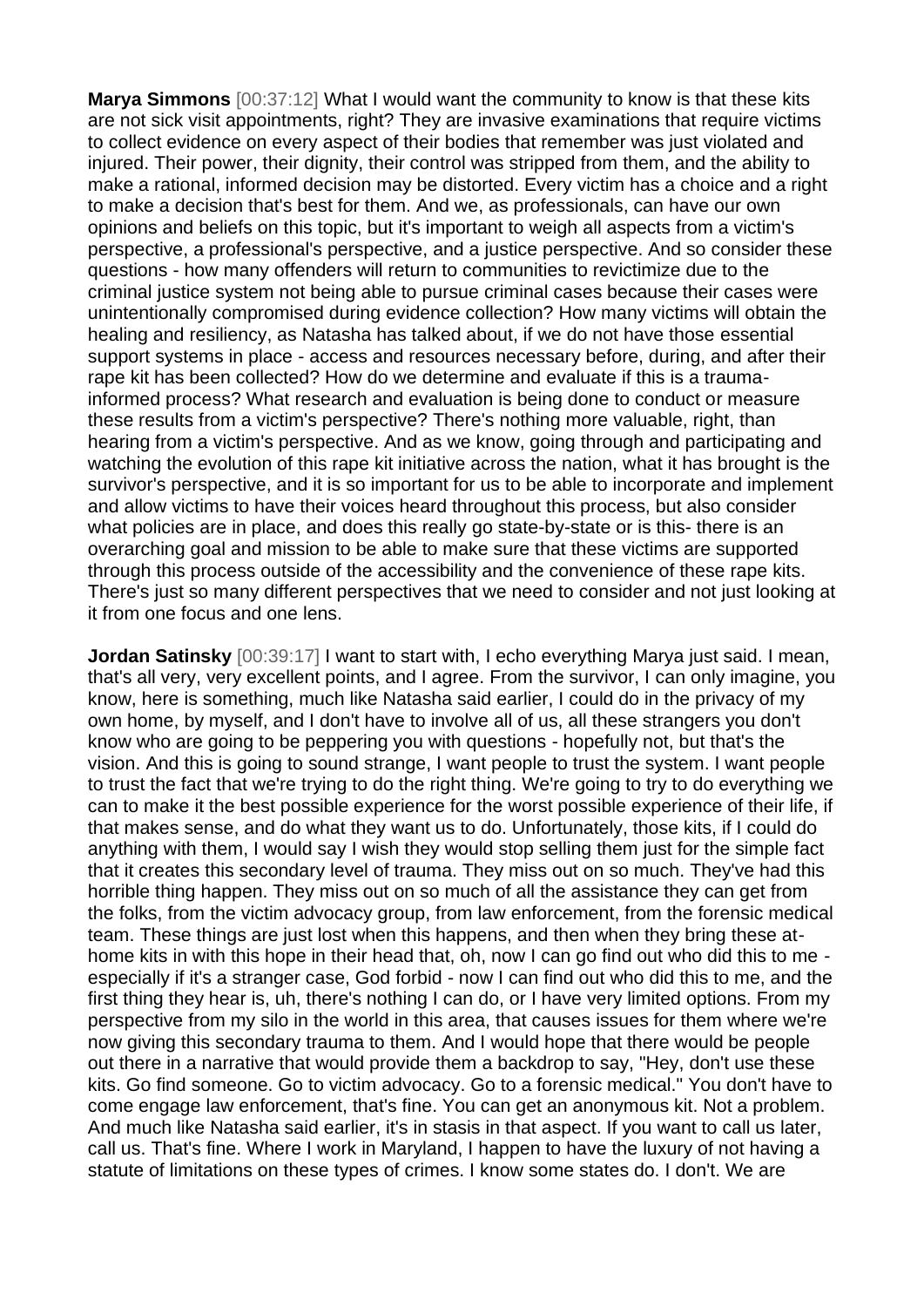**Marya Simmons** [00:37:12] What I would want the community to know is that these kits are not sick visit appointments, right? They are invasive examinations that require victims to collect evidence on every aspect of their bodies that remember was just violated and injured. Their power, their dignity, their control was stripped from them, and the ability to make a rational, informed decision may be distorted. Every victim has a choice and a right to make a decision that's best for them. And we, as professionals, can have our own opinions and beliefs on this topic, but it's important to weigh all aspects from a victim's perspective, a professional's perspective, and a justice perspective. And so consider these questions - how many offenders will return to communities to revictimize due to the criminal justice system not being able to pursue criminal cases because their cases were unintentionally compromised during evidence collection? How many victims will obtain the healing and resiliency, as Natasha has talked about, if we do not have those essential support systems in place - access and resources necessary before, during, and after their rape kit has been collected? How do we determine and evaluate if this is a trauma-informed process? What research and evaluation is being done to conduct or measure these results from a victim's perspective? There's nothing more valuable, right, than hearing from a victim's perspective. And as we know, going through and participating and watching the evolution of this rape kit initiative across the nation, what it has brought is the survivor's perspective, and it is so important for us to be able to incorporate and implement and allow victims to have their voices heard throughout this process, but also consider what policies are in place, and does this really go state-by-state or is this- there is an overarching goal and mission to be able to make sure that these victims are supported through this process outside of the accessibility and the convenience of these rape kits. There's just so many different perspectives that we need to consider and not just looking at it from one focus and one lens.

**Jordan Satinsky** [00:39:17] I want to start with, I echo everything Marya just said. I mean, that's all very, very excellent points, and I agree. From the survivor, I can only imagine, you know, here is something, much like Natasha said earlier, I could do in the privacy of my own home, by myself, and I don't have to involve all of us, all these strangers you don't know who are going to be peppering you with questions - hopefully not, but that's the vision. And this is going to sound strange, I want people to trust the system. I want people to trust the fact that we're trying to do the right thing. We're going to try to do everything we can to make it the best possible experience for the worst possible experience of their life, if that makes sense, and do what they want us to do. Unfortunately, those kits, if I could do anything with them, I would say I wish they would stop selling them just for the simple fact that it creates this secondary level of trauma. They miss out on so much. They've had this horrible thing happen. They miss out on so much of all the assistance they can get from the folks, from the victim advocacy group, from law enforcement, from the forensic medical team. These things are just lost when this happens, and then when they bring these at-home kits in with this hope in their head that, oh, now I can go find out who did this to me - especially if it's a stranger case, God forbid - now I can find out who did this to me, and the first thing they hear is, uh, there's nothing I can do, or I have very limited options. From my perspective from my silo in the world in this area, that causes issues for them where we're now giving this secondary trauma to them. And I would hope that there would be people out there in a narrative that would provide them a backdrop to say, "Hey, don't use these kits. Go find someone. Go to victim advocacy. Go to a forensic medical." You don't have to come engage law enforcement, that's fine. You can get an anonymous kit. Not a problem. And much like Natasha said earlier, it's in stasis in that aspect. If you want to call us later, call us. That's fine. Where I work in Maryland, I happen to have the luxury of not having a statute of limitations on these types of crimes. I know some states do. I don't. We are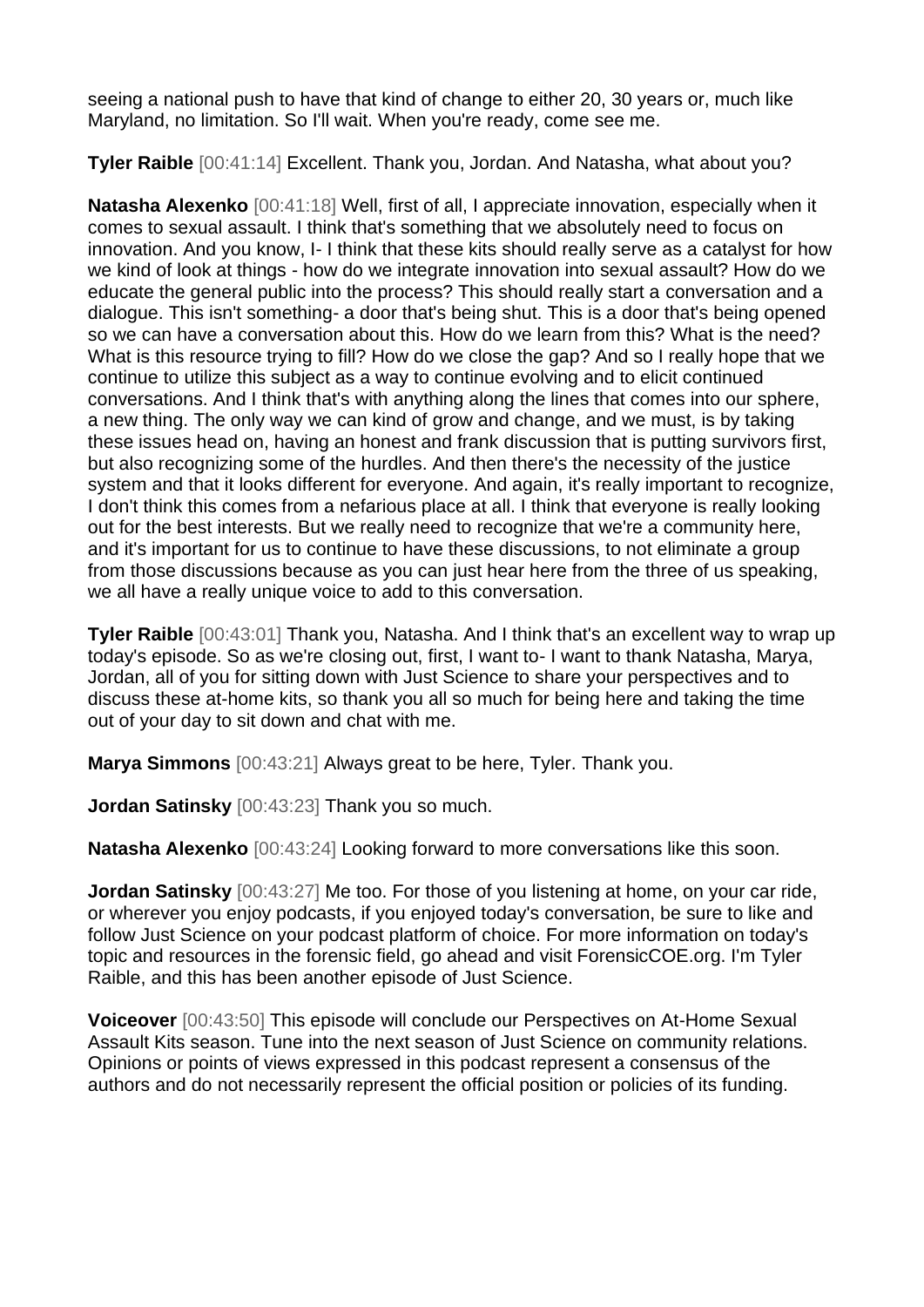seeing a national push to have that kind of change to either 20, 30 years or, much like Maryland, no limitation. So I'll wait. When you're ready, come see me.

**Tyler Raible** [00:41:14] Excellent. Thank you, Jordan. And Natasha, what about you?

**Natasha Alexenko** [00:41:18] Well, first of all, I appreciate innovation, especially when it comes to sexual assault. I think that's something that we absolutely need to focus on innovation. And you know, I- I think that these kits should really serve as a catalyst for how we kind of look at things - how do we integrate innovation into sexual assault? How do we educate the general public into the process? This should really start a conversation and a dialogue. This isn't something- a door that's being shut. This is a door that's being opened so we can have a conversation about this. How do we learn from this? What is the need? What is this resource trying to fill? How do we close the gap? And so I really hope that we continue to utilize this subject as a way to continue evolving and to elicit continued conversations. And I think that's with anything along the lines that comes into our sphere, a new thing. The only way we can kind of grow and change, and we must, is by taking these issues head on, having an honest and frank discussion that is putting survivors first, but also recognizing some of the hurdles. And then there's the necessity of the justice system and that it looks different for everyone. And again, it's really important to recognize, I don't think this comes from a nefarious place at all. I think that everyone is really looking out for the best interests. But we really need to recognize that we're a community here, and it's important for us to continue to have these discussions, to not eliminate a group from those discussions because as you can just hear here from the three of us speaking, we all have a really unique voice to add to this conversation.

**Tyler Raible** [00:43:01] Thank you, Natasha. And I think that's an excellent way to wrap up today's episode. So as we're closing out, first, I want to- I want to thank Natasha, Marya, Jordan, all of you for sitting down with Just Science to share your perspectives and to discuss these at-home kits, so thank you all so much for being here and taking the time out of your day to sit down and chat with me.

**Marya Simmons** [00:43:21] Always great to be here, Tyler. Thank you.

**Jordan Satinsky** [00:43:23] Thank you so much.

**Natasha Alexenko** [00:43:24] Looking forward to more conversations like this soon.

**Jordan Satinsky** [00:43:27] Me too. For those of you listening at home, on your car ride, or wherever you enjoy podcasts, if you enjoyed today's conversation, be sure to like and follow Just Science on your podcast platform of choice. For more information on today's topic and resources in the forensic field, go ahead and visit ForensicCOE.org. I'm Tyler Raible, and this has been another episode of Just Science.

**Voiceover** [00:43:50] This episode will conclude our Perspectives on At-Home Sexual Assault Kits season. Tune into the next season of Just Science on community relations. Opinions or points of views expressed in this podcast represent a consensus of the authors and do not necessarily represent the official position or policies of its funding.